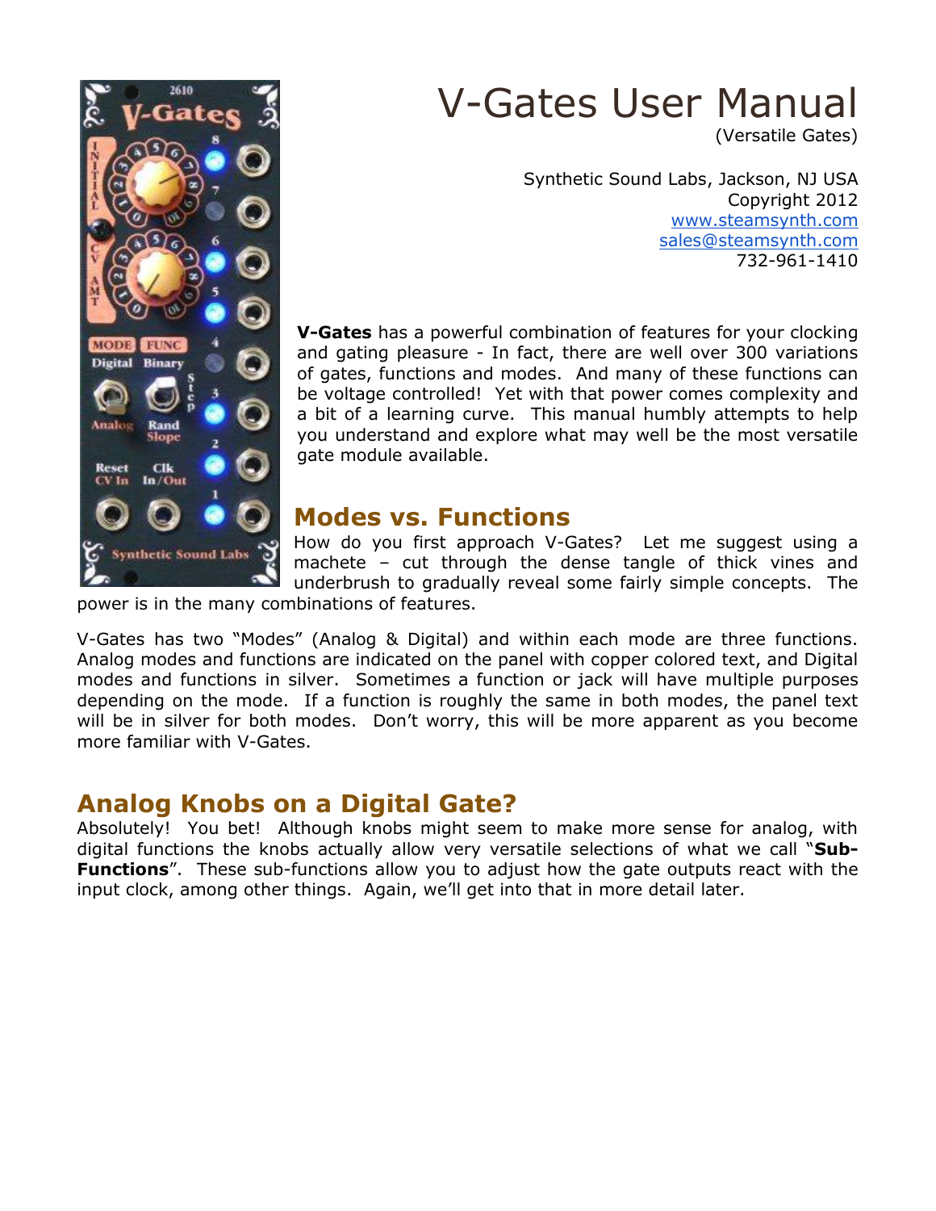# V-Gates User Manual

(Versatile Gates)

Synthetic Sound Labs, Jackson, NJ USA
Copyright 2012
www.steamsynth.com
sales@steamsynth.com
732-961-1410

**V-Gates** has a powerful combination of features for your clocking and gating pleasure - In fact, there are well over 300 variations of gates, functions and modes. And many of these functions can be voltage controlled! Yet with that power comes complexity and a bit of a learning curve. This manual humbly attempts to help you understand and explore what may well be the most versatile gate module available.

## Modes vs. Functions

How do you first approach V-Gates? Let me suggest using a machete – cut through the dense tangle of thick vines and underbrush to gradually reveal some fairly simple concepts. The power is in the many combinations of features.

V-Gates has two "Modes" (Analog & Digital) and within each mode are three functions. Analog modes and functions are indicated on the panel with copper colored text, and Digital modes and functions in silver. Sometimes a function or jack will have multiple purposes depending on the mode. If a function is roughly the same in both modes, the panel text will be in silver for both modes. Don't worry, this will be more apparent as you become more familiar with V-Gates.

## Analog Knobs on a Digital Gate?

Absolutely! You bet! Although knobs might seem to make more sense for analog, with digital functions the knobs actually allow very versatile selections of what we call "**Sub-Functions**". These sub-functions allow you to adjust how the gate outputs react with the input clock, among other things. Again, we'll get into that in more detail later.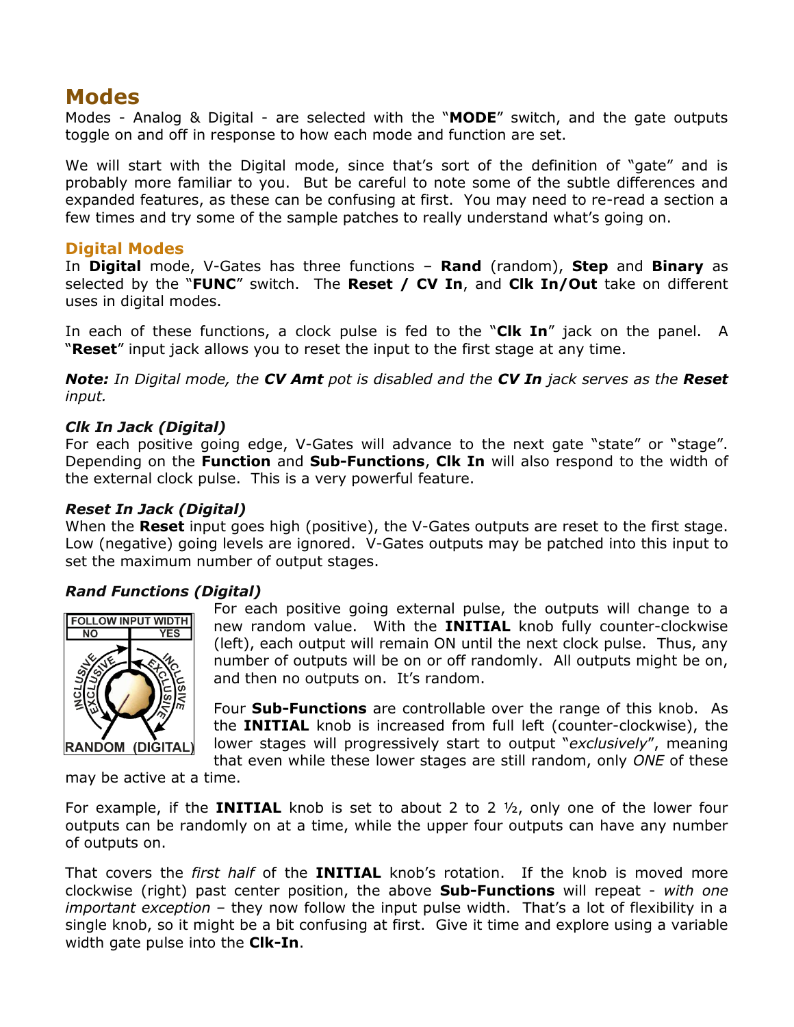# Modes

Modes - Analog & Digital - are selected with the "**MODE**" switch, and the gate outputs toggle on and off in response to how each mode and function are set.

We will start with the Digital mode, since that's sort of the definition of "gate" and is probably more familiar to you. But be careful to note some of the subtle differences and expanded features, as these can be confusing at first. You may need to re-read a section a few times and try some of the sample patches to really understand what's going on.

## Digital Modes

In **Digital** mode, V-Gates has three functions – **Rand** (random), **Step** and **Binary** as selected by the "**FUNC**" switch. The **Reset / CV In**, and **Clk In/Out** take on different uses in digital modes.

In each of these functions, a clock pulse is fed to the "**Clk In**" jack on the panel. A "**Reset**" input jack allows you to reset the input to the first stage at any time.

***Note:*** *In Digital mode, the **CV Amt** pot is disabled and the **CV In** jack serves as the **Reset** input.*

### *Clk In Jack (Digital)*

For each positive going edge, V-Gates will advance to the next gate "state" or "stage". Depending on the **Function** and **Sub-Functions**, **Clk In** will also respond to the width of the external clock pulse. This is a very powerful feature.

### *Reset In Jack (Digital)*

When the **Reset** input goes high (positive), the V-Gates outputs are reset to the first stage. Low (negative) going levels are ignored. V-Gates outputs may be patched into this input to set the maximum number of output stages.

### *Rand Functions (Digital)*

For each positive going external pulse, the outputs will change to a new random value. With the **INITIAL** knob fully counter-clockwise (left), each output will remain ON until the next clock pulse. Thus, any number of outputs will be on or off randomly. All outputs might be on, and then no outputs on. It's random.

Four **Sub-Functions** are controllable over the range of this knob. As the **INITIAL** knob is increased from full left (counter-clockwise), the lower stages will progressively start to output "*exclusively*", meaning that even while these lower stages are still random, only *ONE* of these may be active at a time.

For example, if the **INITIAL** knob is set to about 2 to 2 ½, only one of the lower four outputs can be randomly on at a time, while the upper four outputs can have any number of outputs on.

That covers the *first half* of the **INITIAL** knob's rotation. If the knob is moved more clockwise (right) past center position, the above **Sub-Functions** will repeat - *with one important exception* – they now follow the input pulse width. That's a lot of flexibility in a single knob, so it might be a bit confusing at first. Give it time and explore using a variable width gate pulse into the **Clk-In**.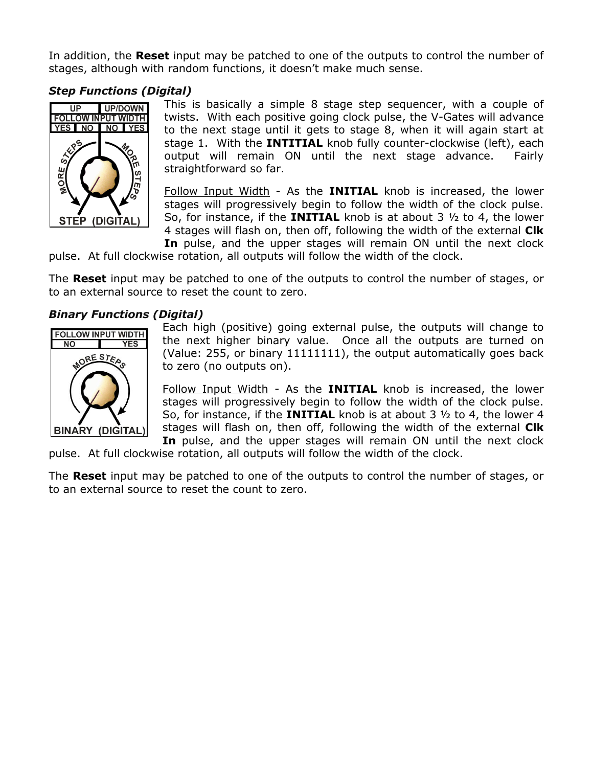In addition, the **Reset** input may be patched to one of the outputs to control the number of stages, although with random functions, it doesn't make much sense.

### *Step Functions (Digital)*

This is basically a simple 8 stage step sequencer, with a couple of twists. With each positive going clock pulse, the V-Gates will advance to the next stage until it gets to stage 8, when it will again start at stage 1. With the **INTITIAL** knob fully counter-clockwise (left), each output will remain ON until the next stage advance. Fairly straightforward so far.

Follow Input Width - As the **INITIAL** knob is increased, the lower stages will progressively begin to follow the width of the clock pulse. So, for instance, if the **INITIAL** knob is at about 3 ½ to 4, the lower 4 stages will flash on, then off, following the width of the external **Clk In** pulse, and the upper stages will remain ON until the next clock pulse. At full clockwise rotation, all outputs will follow the width of the clock.

The **Reset** input may be patched to one of the outputs to control the number of stages, or to an external source to reset the count to zero.

### *Binary Functions (Digital)*

Each high (positive) going external pulse, the outputs will change to the next higher binary value. Once all the outputs are turned on (Value: 255, or binary 11111111), the output automatically goes back to zero (no outputs on).

Follow Input Width - As the **INITIAL** knob is increased, the lower stages will progressively begin to follow the width of the clock pulse. So, for instance, if the **INITIAL** knob is at about 3 ½ to 4, the lower 4 stages will flash on, then off, following the width of the external **Clk In** pulse, and the upper stages will remain ON until the next clock pulse. At full clockwise rotation, all outputs will follow the width of the clock.

The **Reset** input may be patched to one of the outputs to control the number of stages, or to an external source to reset the count to zero.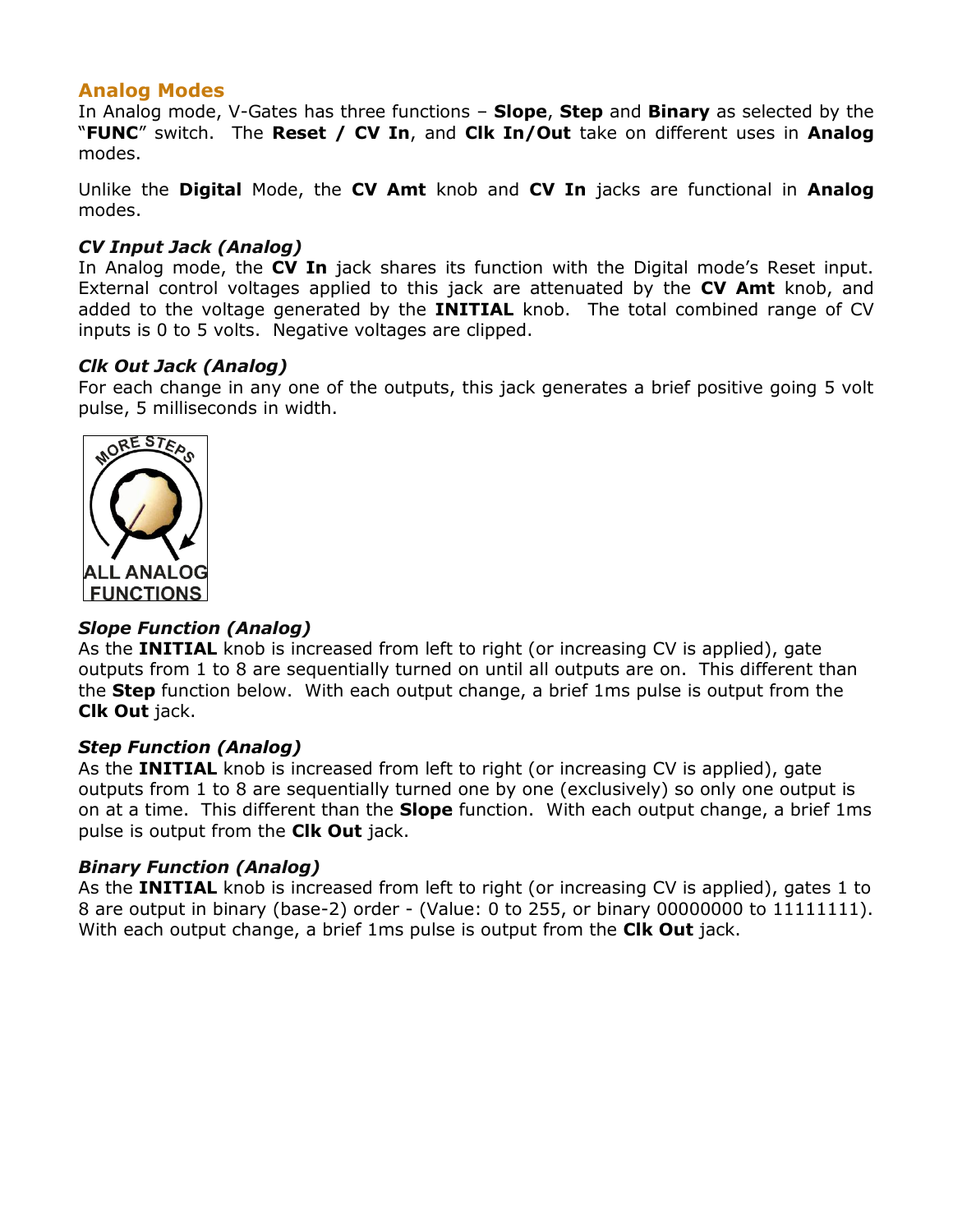## Analog Modes

In Analog mode, V-Gates has three functions – **Slope**, **Step** and **Binary** as selected by the "**FUNC**" switch. The **Reset / CV In**, and **Clk In/Out** take on different uses in **Analog** modes.

Unlike the **Digital** Mode, the **CV Amt** knob and **CV In** jacks are functional in **Analog** modes.

### *CV Input Jack (Analog)*

In Analog mode, the **CV In** jack shares its function with the Digital mode's Reset input. External control voltages applied to this jack are attenuated by the **CV Amt** knob, and added to the voltage generated by the **INITIAL** knob. The total combined range of CV inputs is 0 to 5 volts. Negative voltages are clipped.

### *Clk Out Jack (Analog)*

For each change in any one of the outputs, this jack generates a brief positive going 5 volt pulse, 5 milliseconds in width.

MORE STEPS

ALL ANALOG FUNCTIONS

### *Slope Function (Analog)*

As the **INITIAL** knob is increased from left to right (or increasing CV is applied), gate outputs from 1 to 8 are sequentially turned on until all outputs are on. This different than the **Step** function below. With each output change, a brief 1ms pulse is output from the **Clk Out** jack.

### *Step Function (Analog)*

As the **INITIAL** knob is increased from left to right (or increasing CV is applied), gate outputs from 1 to 8 are sequentially turned one by one (exclusively) so only one output is on at a time. This different than the **Slope** function. With each output change, a brief 1ms pulse is output from the **Clk Out** jack.

### *Binary Function (Analog)*

As the **INITIAL** knob is increased from left to right (or increasing CV is applied), gates 1 to 8 are output in binary (base-2) order - (Value: 0 to 255, or binary 00000000 to 11111111). With each output change, a brief 1ms pulse is output from the **Clk Out** jack.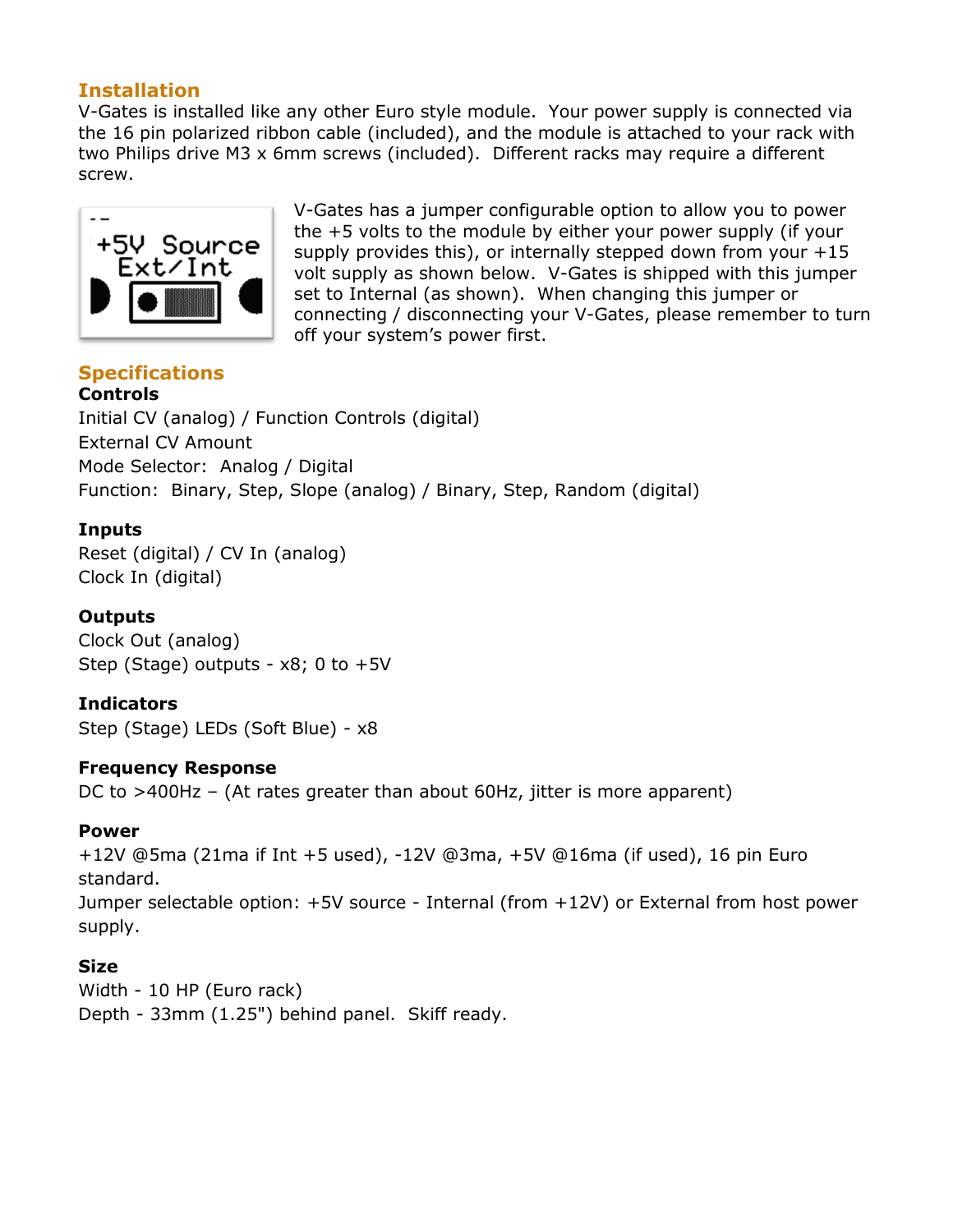## Installation

V-Gates is installed like any other Euro style module. Your power supply is connected via the 16 pin polarized ribbon cable (included), and the module is attached to your rack with two Philips drive M3 x 6mm screws (included). Different racks may require a different screw.

V-Gates has a jumper configurable option to allow you to power the +5 volts to the module by either your power supply (if your supply provides this), or internally stepped down from your +15 volt supply as shown below. V-Gates is shipped with this jumper set to Internal (as shown). When changing this jumper or connecting / disconnecting your V-Gates, please remember to turn off your system's power first.

## Specifications

**Controls**

Initial CV (analog) / Function Controls (digital)
External CV Amount
Mode Selector: Analog / Digital
Function: Binary, Step, Slope (analog) / Binary, Step, Random (digital)

**Inputs**

Reset (digital) / CV In (analog)
Clock In (digital)

**Outputs**

Clock Out (analog)
Step (Stage) outputs - x8; 0 to +5V

**Indicators**

Step (Stage) LEDs (Soft Blue) - x8

**Frequency Response**

DC to >400Hz – (At rates greater than about 60Hz, jitter is more apparent)

**Power**

+12V @5ma (21ma if Int +5 used), -12V @3ma, +5V @16ma (if used), 16 pin Euro standard.
Jumper selectable option: +5V source - Internal (from +12V) or External from host power supply.

**Size**

Width - 10 HP (Euro rack)
Depth - 33mm (1.25") behind panel. Skiff ready.